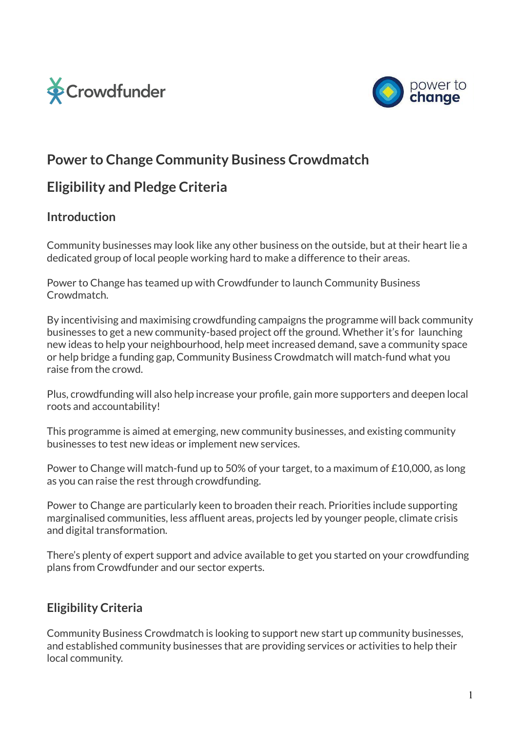# Power to Change Community Business Crowdmatch

# Eligibility and Pledge Criteria

## Introduction

Community businesses may look like any other business on the outside, but at their heart lie a dedicated group of local people working hard to make a difference to their areas.

Power to Change has teamed up with Crowdfunder to launch Community Business Crowdmatch.

By incentivising and maximising crowdfunding campaigns the programme will back community businesses to get a new community-based project off the ground. Whether it's for launching new ideas to help your neighbourhood, help meet increased demand, save a community space or help bridge a funding gap, Community Business Crowdmatch will match-fund what you raise from the crowd.

Plus, crowdfunding will also help increase your profile, gain more supporters and deepen local roots and accountability!

This programme is aimed at emerging, new community businesses, and existing community businesses to test new ideas or implement new services.

Power to Change will match-fund up to 50% of your target, to a maximum of £10,000, as long as you can raise the rest through crowdfunding.

Power to Change are particularly keen to broaden their reach. Priorities include supporting marginalised communities, less affluent areas, projects led by younger people, climate crisis and digital transformation.

There's plenty of expert support and advice available to get you started on your crowdfunding plans from Crowdfunder and our sector experts.

## Eligibility Criteria

Community Business Crowdmatch is looking to support new start up community businesses, and established community businesses that are providing services or activities to help their local community.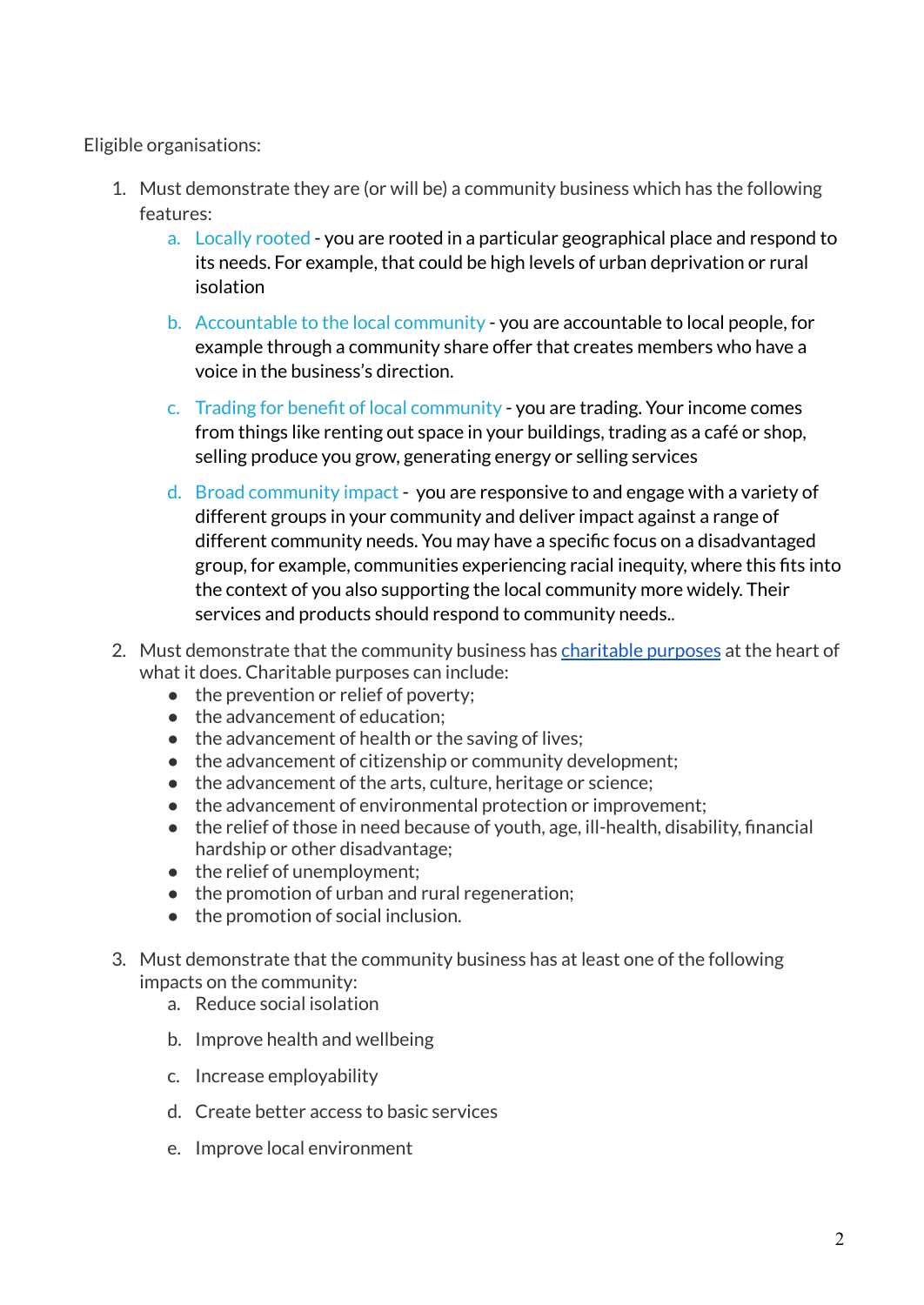Eligible organisations:

1. Must demonstrate they are (or will be) a community business which has the following features:
    a. Locally rooted - you are rooted in a particular geographical place and respond to its needs. For example, that could be high levels of urban deprivation or rural isolation
    b. Accountable to the local community - you are accountable to local people, for example through a community share offer that creates members who have a voice in the business's direction.
    c. Trading for benefit of local community - you are trading. Your income comes from things like renting out space in your buildings, trading as a café or shop, selling produce you grow, generating energy or selling services
    d. Broad community impact - you are responsive to and engage with a variety of different groups in your community and deliver impact against a range of different community needs. You may have a specific focus on a disadvantaged group, for example, communities experiencing racial inequity, where this fits into the context of you also supporting the local community more widely. Their services and products should respond to community needs..

2. Must demonstrate that the community business has [charitable purposes]() at the heart of what it does. Charitable purposes can include:
    - the prevention or relief of poverty;
    - the advancement of education;
    - the advancement of health or the saving of lives;
    - the advancement of citizenship or community development;
    - the advancement of the arts, culture, heritage or science;
    - the advancement of environmental protection or improvement;
    - the relief of those in need because of youth, age, ill-health, disability, financial hardship or other disadvantage;
    - the relief of unemployment;
    - the promotion of urban and rural regeneration;
    - the promotion of social inclusion.

3. Must demonstrate that the community business has at least one of the following impacts on the community:
    a. Reduce social isolation
    b. Improve health and wellbeing
    c. Increase employability
    d. Create better access to basic services
    e. Improve local environment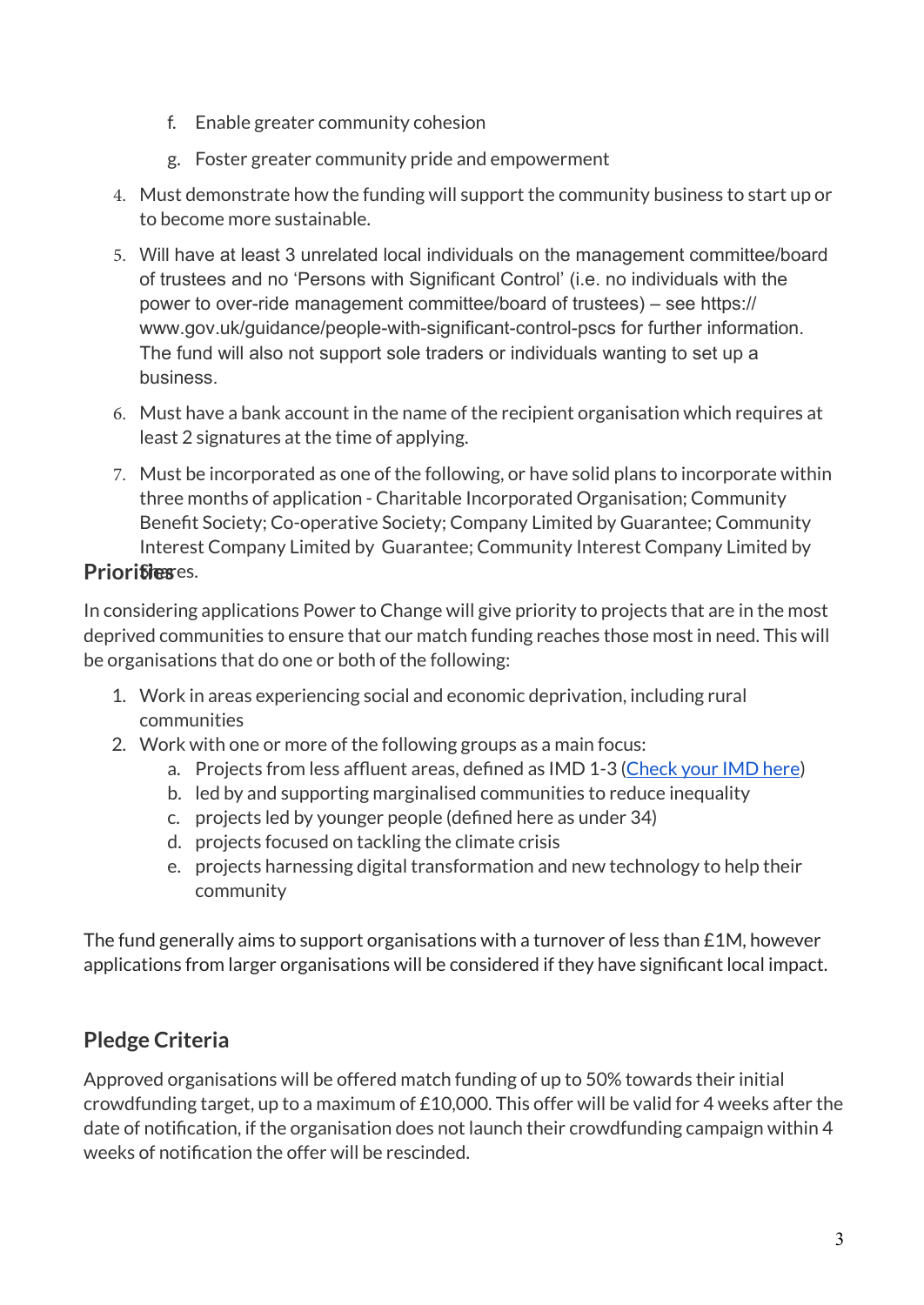f. Enable greater community cohesion

g. Foster greater community pride and empowerment

4. Must demonstrate how the funding will support the community business to start up or to become more sustainable.

5. Will have at least 3 unrelated local individuals on the management committee/board of trustees and no 'Persons with Significant Control' (i.e. no individuals with the power to over-ride management committee/board of trustees) – see https://www.gov.uk/guidance/people-with-significant-control-pscs for further information. The fund will also not support sole traders or individuals wanting to set up a business.

6. Must have a bank account in the name of the recipient organisation which requires at least 2 signatures at the time of applying.

7. Must be incorporated as one of the following, or have solid plans to incorporate within three months of application - Charitable Incorporated Organisation; Community Benefit Society; Co-operative Society; Company Limited by Guarantee; Community Interest Company Limited by Guarantee; Community Interest Company Limited by Shares.

## Priorities

In considering applications Power to Change will give priority to projects that are in the most deprived communities to ensure that our match funding reaches those most in need. This will be organisations that do one or both of the following:

1. Work in areas experiencing social and economic deprivation, including rural communities
2. Work with one or more of the following groups as a main focus:
    a. Projects from less affluent areas, defined as IMD 1-3 (Check your IMD here)
    b. led by and supporting marginalised communities to reduce inequality
    c. projects led by younger people (defined here as under 34)
    d. projects focused on tackling the climate crisis
    e. projects harnessing digital transformation and new technology to help their community

The fund generally aims to support organisations with a turnover of less than £1M, however applications from larger organisations will be considered if they have significant local impact.

## Pledge Criteria

Approved organisations will be offered match funding of up to 50% towards their initial crowdfunding target, up to a maximum of £10,000. This offer will be valid for 4 weeks after the date of notification, if the organisation does not launch their crowdfunding campaign within 4 weeks of notification the offer will be rescinded.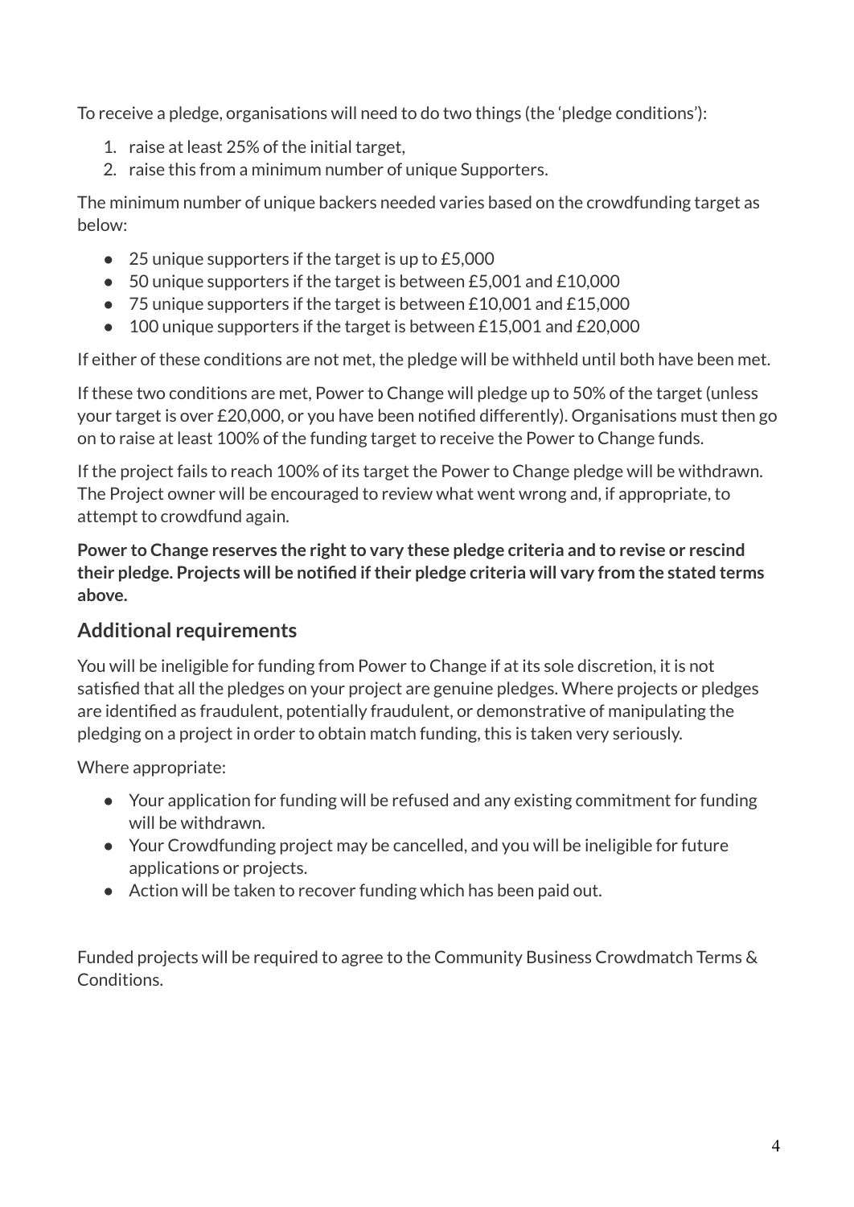To receive a pledge, organisations will need to do two things (the 'pledge conditions'):

1. raise at least 25% of the initial target,
2. raise this from a minimum number of unique Supporters.

The minimum number of unique backers needed varies based on the crowdfunding target as below:

- 25 unique supporters if the target is up to £5,000
- 50 unique supporters if the target is between £5,001 and £10,000
- 75 unique supporters if the target is between £10,001 and £15,000
- 100 unique supporters if the target is between £15,001 and £20,000

If either of these conditions are not met, the pledge will be withheld until both have been met.

If these two conditions are met, Power to Change will pledge up to 50% of the target (unless your target is over £20,000, or you have been notified differently). Organisations must then go on to raise at least 100% of the funding target to receive the Power to Change funds.

If the project fails to reach 100% of its target the Power to Change pledge will be withdrawn. The Project owner will be encouraged to review what went wrong and, if appropriate, to attempt to crowdfund again.

**Power to Change reserves the right to vary these pledge criteria and to revise or rescind their pledge. Projects will be notified if their pledge criteria will vary from the stated terms above.**

## Additional requirements

You will be ineligible for funding from Power to Change if at its sole discretion, it is not satisfied that all the pledges on your project are genuine pledges. Where projects or pledges are identified as fraudulent, potentially fraudulent, or demonstrative of manipulating the pledging on a project in order to obtain match funding, this is taken very seriously.

Where appropriate:

- Your application for funding will be refused and any existing commitment for funding will be withdrawn.
- Your Crowdfunding project may be cancelled, and you will be ineligible for future applications or projects.
- Action will be taken to recover funding which has been paid out.

Funded projects will be required to agree to the Community Business Crowdmatch Terms & Conditions.